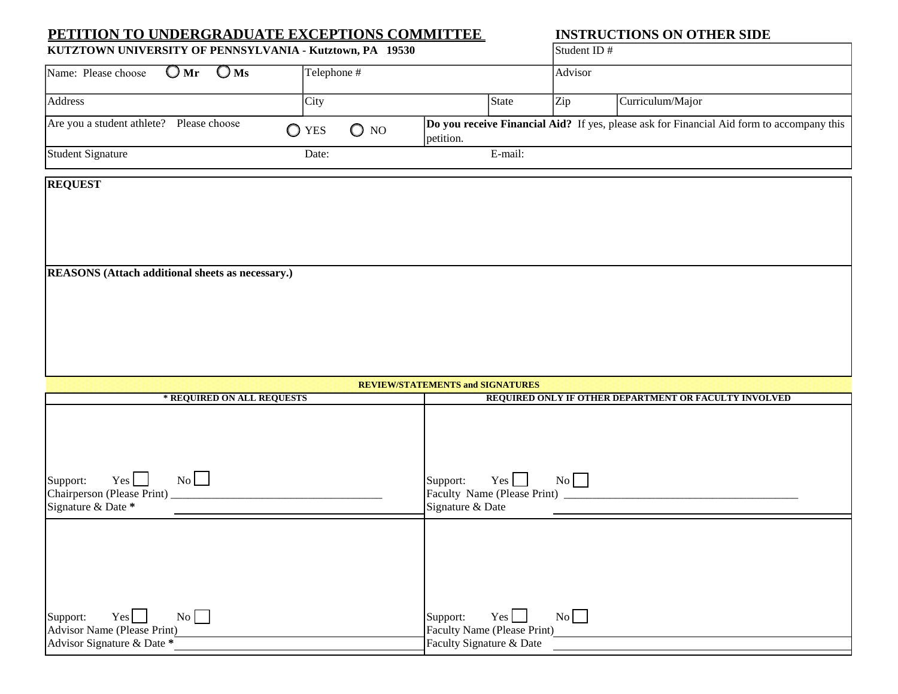# PETITION TO UNDERGRADUATE EXCEPTIONS COMMITTEE

**INSTRUCTIONS ON OTHER SIDE**

**KUTZTOWN UNIVERSITY OF PENNSYLVANIA - Kutztown, PA 19530**

| | | | | |
|---|---|---|---|---|
| **KUTZTOWN UNIVERSITY OF PENNSYLVANIA - Kutztown, PA 19530** | | | Student ID # | |
| Name: Please choose ○ **Mr** ○ **Ms** | Telephone # | | Advisor | |
| Address | City | State | Zip | Curriculum/Major |
| Are you a student athlete? Please choose ○ YES ○ NO | **Do you receive Financial Aid?** If yes, please ask for Financial Aid form to accompany this petition. | | | |
| Student Signature | Date: | E-mail: | | |

**REQUEST**

**REASONS (Attach additional sheets as necessary.)**

**REVIEW/STATEMENTS and SIGNATURES**

| * REQUIRED ON ALL REQUESTS | REQUIRED ONLY IF OTHER DEPARTMENT OR FACULTY INVOLVED |
|---|---|
| Support: Yes ☐ No ☐<br>Chairperson (Please Print) ______________________<br>Signature & Date * ______________________ | Support: Yes ☐ No ☐<br>Faculty Name (Please Print) ______________________<br>Signature & Date ______________________ |
| Support: Yes ☐ No ☐<br>Advisor Name (Please Print) ______________________<br>Advisor Signature & Date * ______________________ | Support: Yes ☐ No ☐<br>Faculty Name (Please Print) ______________________<br>Faculty Signature & Date ______________________ |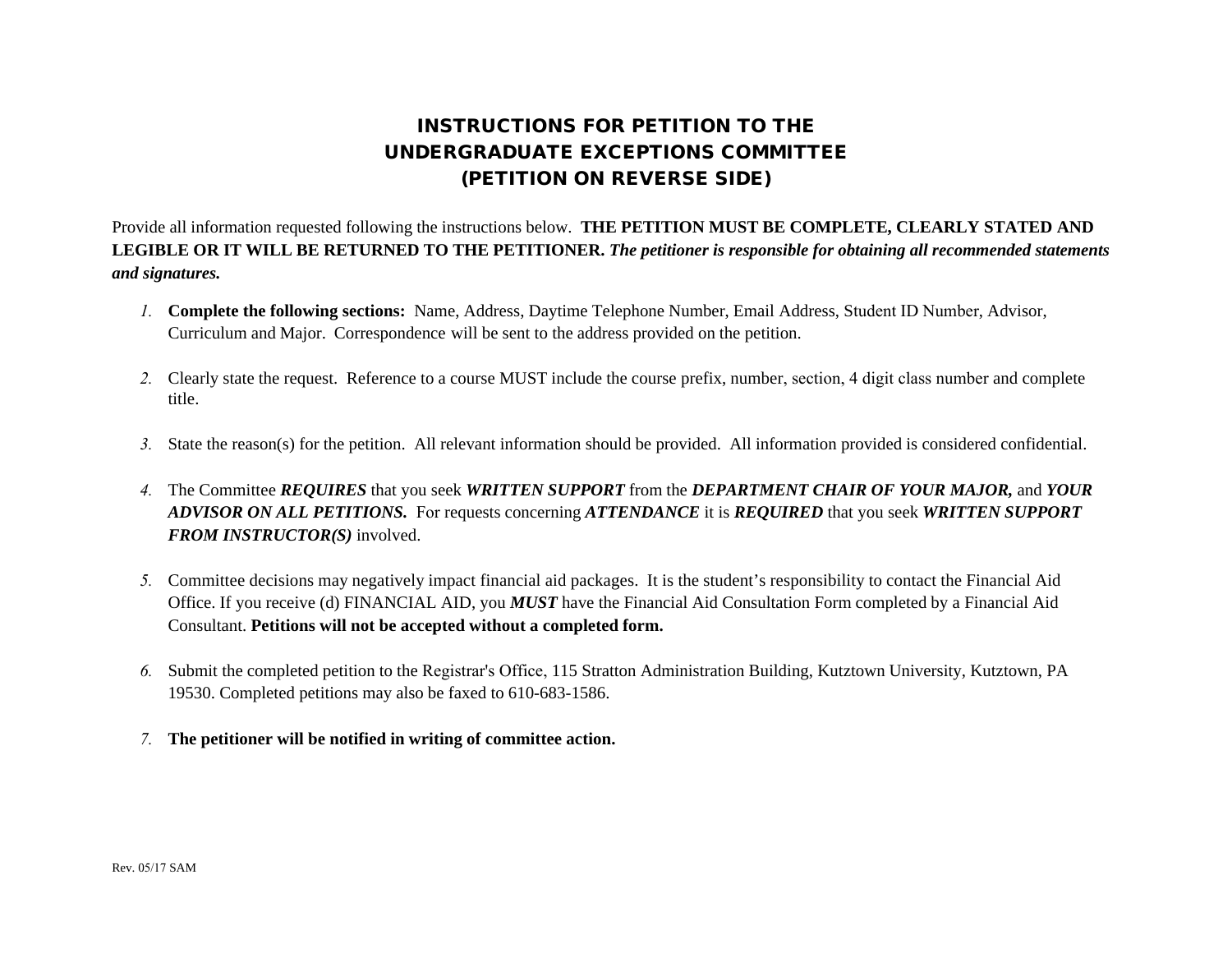# INSTRUCTIONS FOR PETITION TO THE UNDERGRADUATE EXCEPTIONS COMMITTEE (PETITION ON REVERSE SIDE)

Provide all information requested following the instructions below. **THE PETITION MUST BE COMPLETE, CLEARLY STATED AND LEGIBLE OR IT WILL BE RETURNED TO THE PETITIONER.** ***The petitioner is responsible for obtaining all recommended statements and signatures.***

1. **Complete the following sections:** Name, Address, Daytime Telephone Number, Email Address, Student ID Number, Advisor, Curriculum and Major. Correspondence will be sent to the address provided on the petition.

2. Clearly state the request. Reference to a course MUST include the course prefix, number, section, 4 digit class number and complete title.

3. State the reason(s) for the petition. All relevant information should be provided. All information provided is considered confidential.

4. The Committee ***REQUIRES*** that you seek ***WRITTEN SUPPORT*** from the ***DEPARTMENT CHAIR OF YOUR MAJOR,*** and ***YOUR ADVISOR ON ALL PETITIONS.*** For requests concerning ***ATTENDANCE*** it is ***REQUIRED*** that you seek ***WRITTEN SUPPORT FROM INSTRUCTOR(S)*** involved.

5. Committee decisions may negatively impact financial aid packages. It is the student's responsibility to contact the Financial Aid Office. If you receive (d) FINANCIAL AID, you ***MUST*** have the Financial Aid Consultation Form completed by a Financial Aid Consultant. **Petitions will not be accepted without a completed form.**

6. Submit the completed petition to the Registrar's Office, 115 Stratton Administration Building, Kutztown University, Kutztown, PA 19530. Completed petitions may also be faxed to 610-683-1586.

7. **The petitioner will be notified in writing of committee action.**

Rev. 05/17 SAM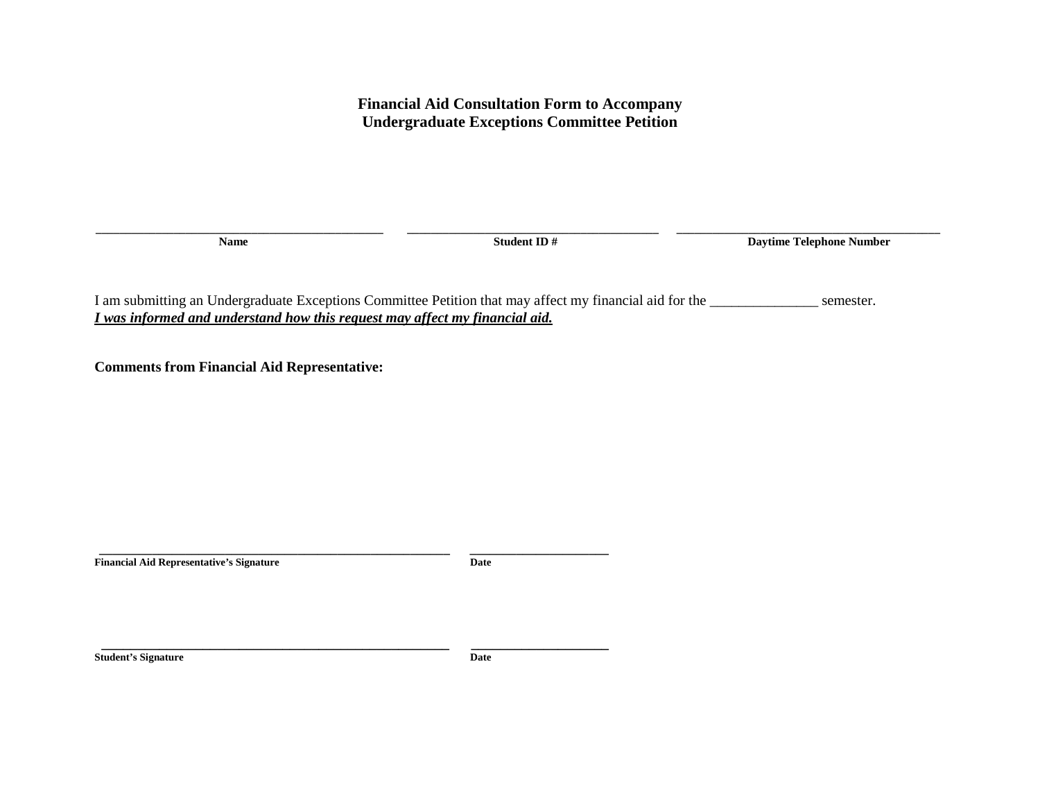**Financial Aid Consultation Form to Accompany**
**Undergraduate Exceptions Committee Petition**

| ____________________________ | ____________________________ | ____________________________ |
|---|---|---|
| **Name** | **Student ID #** | **Daytime Telephone Number** |

I am submitting an Undergraduate Exceptions Committee Petition that may affect my financial aid for the _______________ semester.
***I was informed and understand how this request may affect my financial aid.***

**Comments from Financial Aid Representative:**

_____________________________________________ _____________________
**Financial Aid Representative's Signature** **Date**

_____________________________________________ _____________________
**Student's Signature** **Date**